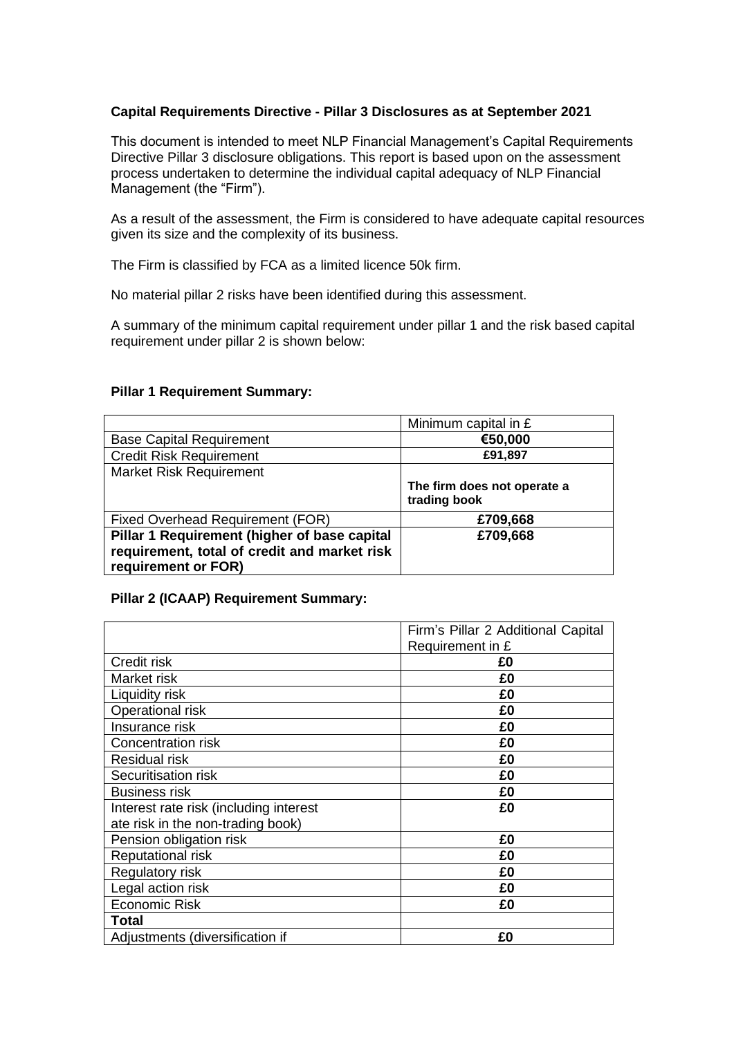**Capital Requirements Directive - Pillar 3 Disclosures as at September 2021**

This document is intended to meet NLP Financial Management's Capital Requirements Directive Pillar 3 disclosure obligations. This report is based upon on the assessment process undertaken to determine the individual capital adequacy of NLP Financial Management (the "Firm").

As a result of the assessment, the Firm is considered to have adequate capital resources given its size and the complexity of its business.

The Firm is classified by FCA as a limited licence 50k firm.

No material pillar 2 risks have been identified during this assessment.

A summary of the minimum capital requirement under pillar 1 and the risk based capital requirement under pillar 2 is shown below:

**Pillar 1 Requirement Summary:**

| | Minimum capital in £ |
|---|---|
| Base Capital Requirement | **€50,000** |
| Credit Risk Requirement | **£91,897** |
| Market Risk Requirement | **The firm does not operate a trading book** |
| Fixed Overhead Requirement (FOR) | **£709,668** |
| **Pillar 1 Requirement (higher of base capital requirement, total of credit and market risk requirement or FOR)** | **£709,668** |

**Pillar 2 (ICAAP) Requirement Summary:**

| | Firm's Pillar 2 Additional Capital Requirement in £ |
|---|---|
| Credit risk | **£0** |
| Market risk | **£0** |
| Liquidity risk | **£0** |
| Operational risk | **£0** |
| Insurance risk | **£0** |
| Concentration risk | **£0** |
| Residual risk | **£0** |
| Securitisation risk | **£0** |
| Business risk | **£0** |
| Interest rate risk (including interest ate risk in the non-trading book) | **£0** |
| Pension obligation risk | **£0** |
| Reputational risk | **£0** |
| Regulatory risk | **£0** |
| Legal action risk | **£0** |
| Economic Risk | **£0** |
| **Total** | |
| Adjustments (diversification if | **£0** |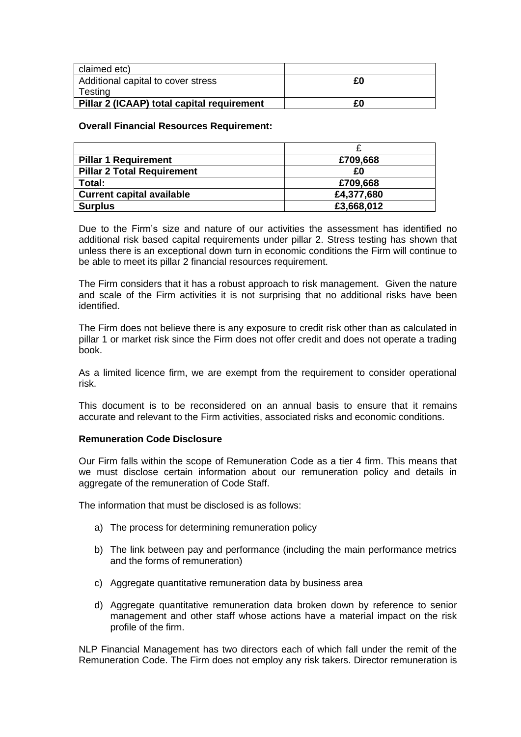| claimed etc) | |
|---|---|
| Additional capital to cover stress Testing | **£0** |
| **Pillar 2 (ICAAP) total capital requirement** | **£0** |

**Overall Financial Resources Requirement:**

| | £ |
|---|---|
| **Pillar 1 Requirement** | **£709,668** |
| **Pillar 2 Total Requirement** | **£0** |
| **Total:** | **£709,668** |
| **Current capital available** | **£4,377,680** |
| **Surplus** | **£3,668,012** |

Due to the Firm's size and nature of our activities the assessment has identified no additional risk based capital requirements under pillar 2. Stress testing has shown that unless there is an exceptional down turn in economic conditions the Firm will continue to be able to meet its pillar 2 financial resources requirement.

The Firm considers that it has a robust approach to risk management. Given the nature and scale of the Firm activities it is not surprising that no additional risks have been identified.

The Firm does not believe there is any exposure to credit risk other than as calculated in pillar 1 or market risk since the Firm does not offer credit and does not operate a trading book.

As a limited licence firm, we are exempt from the requirement to consider operational risk.

This document is to be reconsidered on an annual basis to ensure that it remains accurate and relevant to the Firm activities, associated risks and economic conditions.

**Remuneration Code Disclosure**

Our Firm falls within the scope of Remuneration Code as a tier 4 firm. This means that we must disclose certain information about our remuneration policy and details in aggregate of the remuneration of Code Staff.

The information that must be disclosed is as follows:

a) The process for determining remuneration policy

b) The link between pay and performance (including the main performance metrics and the forms of remuneration)

c) Aggregate quantitative remuneration data by business area

d) Aggregate quantitative remuneration data broken down by reference to senior management and other staff whose actions have a material impact on the risk profile of the firm.

NLP Financial Management has two directors each of which fall under the remit of the Remuneration Code. The Firm does not employ any risk takers. Director remuneration is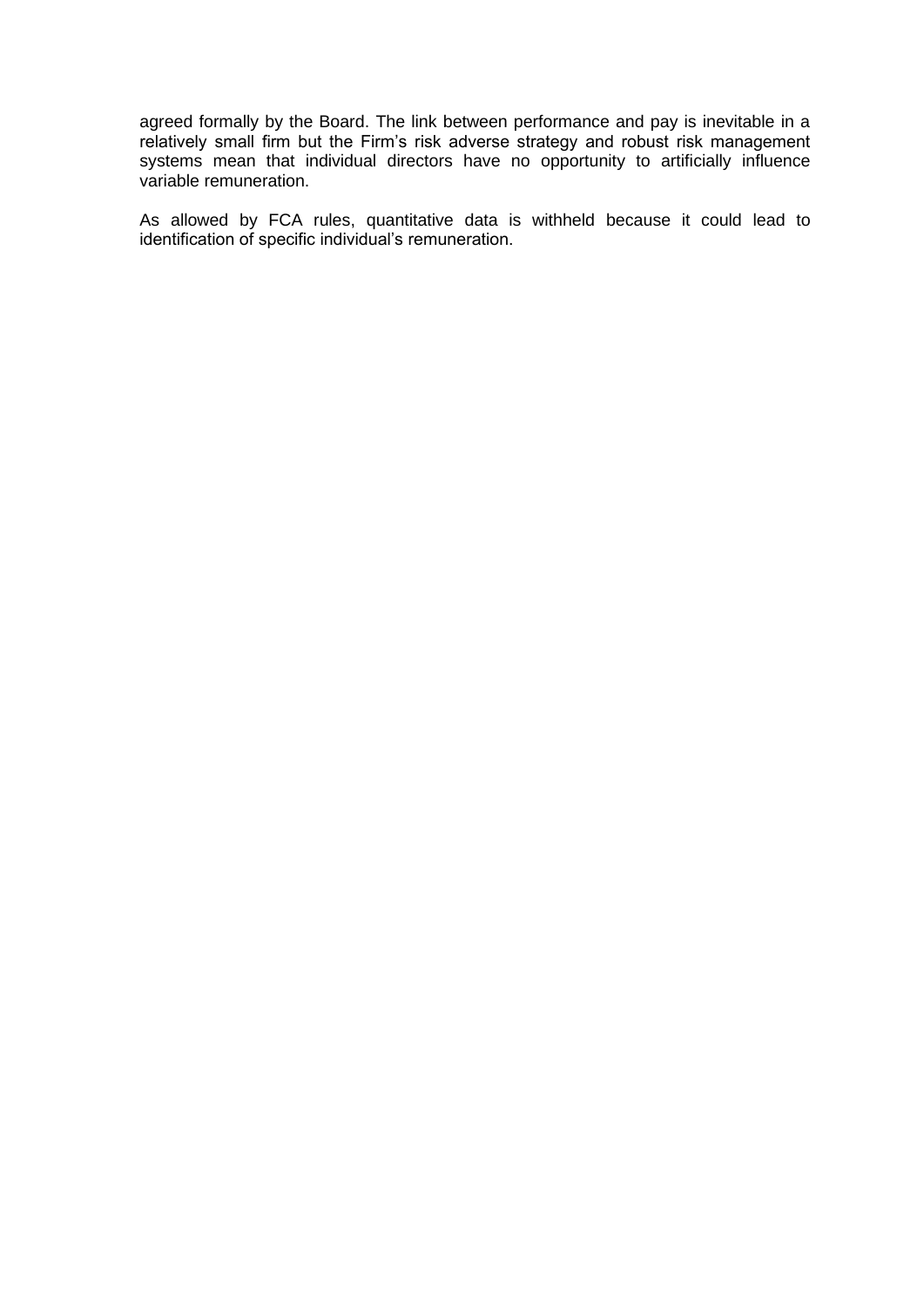agreed formally by the Board. The link between performance and pay is inevitable in a relatively small firm but the Firm's risk adverse strategy and robust risk management systems mean that individual directors have no opportunity to artificially influence variable remuneration.

As allowed by FCA rules, quantitative data is withheld because it could lead to identification of specific individual's remuneration.